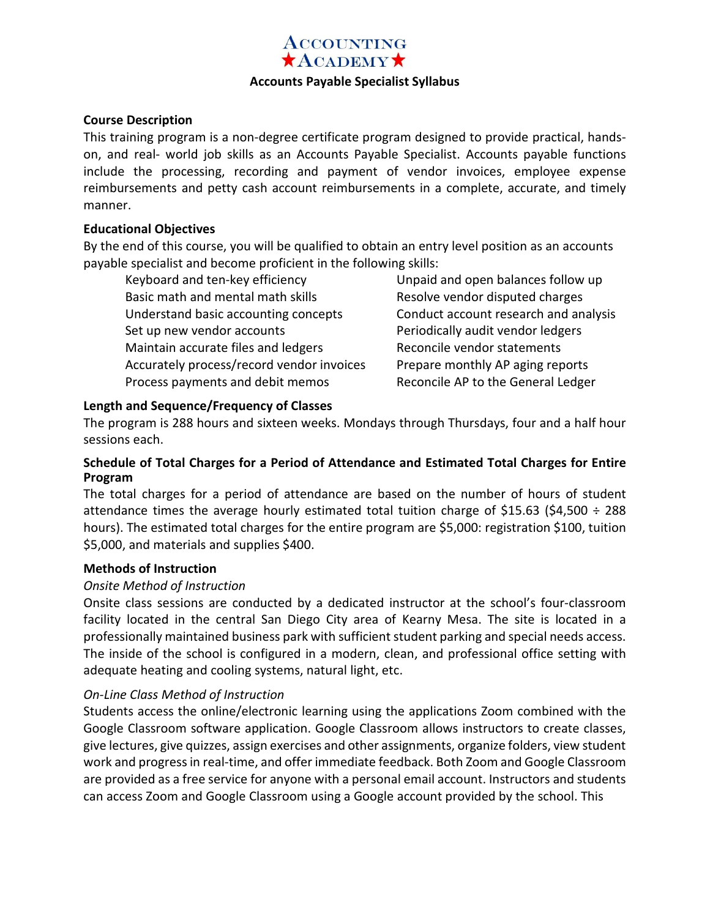# Accounting ★Academy★

## Accounts Payable Specialist Syllabus

### Course Description

This training program is a non-degree certificate program designed to provide practical, hands-on, and real- world job skills as an Accounts Payable Specialist. Accounts payable functions include the processing, recording and payment of vendor invoices, employee expense reimbursements and petty cash account reimbursements in a complete, accurate, and timely manner.

### Educational Objectives

By the end of this course, you will be qualified to obtain an entry level position as an accounts payable specialist and become proficient in the following skills:

- Keyboard and ten-key efficiency
- Basic math and mental math skills
- Understand basic accounting concepts
- Set up new vendor accounts
- Maintain accurate files and ledgers
- Accurately process/record vendor invoices
- Process payments and debit memos
- Unpaid and open balances follow up
- Resolve vendor disputed charges
- Conduct account research and analysis
- Periodically audit vendor ledgers
- Reconcile vendor statements
- Prepare monthly AP aging reports
- Reconcile AP to the General Ledger

### Length and Sequence/Frequency of Classes

The program is 288 hours and sixteen weeks. Mondays through Thursdays, four and a half hour sessions each.

### Schedule of Total Charges for a Period of Attendance and Estimated Total Charges for Entire Program

The total charges for a period of attendance are based on the number of hours of student attendance times the average hourly estimated total tuition charge of $15.63 ($4,500 ÷ 288 hours). The estimated total charges for the entire program are $5,000: registration $100, tuition $5,000, and materials and supplies $400.

### Methods of Instruction

*Onsite Method of Instruction*

Onsite class sessions are conducted by a dedicated instructor at the school's four-classroom facility located in the central San Diego City area of Kearny Mesa. The site is located in a professionally maintained business park with sufficient student parking and special needs access. The inside of the school is configured in a modern, clean, and professional office setting with adequate heating and cooling systems, natural light, etc.

*On-Line Class Method of Instruction*

Students access the online/electronic learning using the applications Zoom combined with the Google Classroom software application. Google Classroom allows instructors to create classes, give lectures, give quizzes, assign exercises and other assignments, organize folders, view student work and progress in real-time, and offer immediate feedback. Both Zoom and Google Classroom are provided as a free service for anyone with a personal email account. Instructors and students can access Zoom and Google Classroom using a Google account provided by the school. This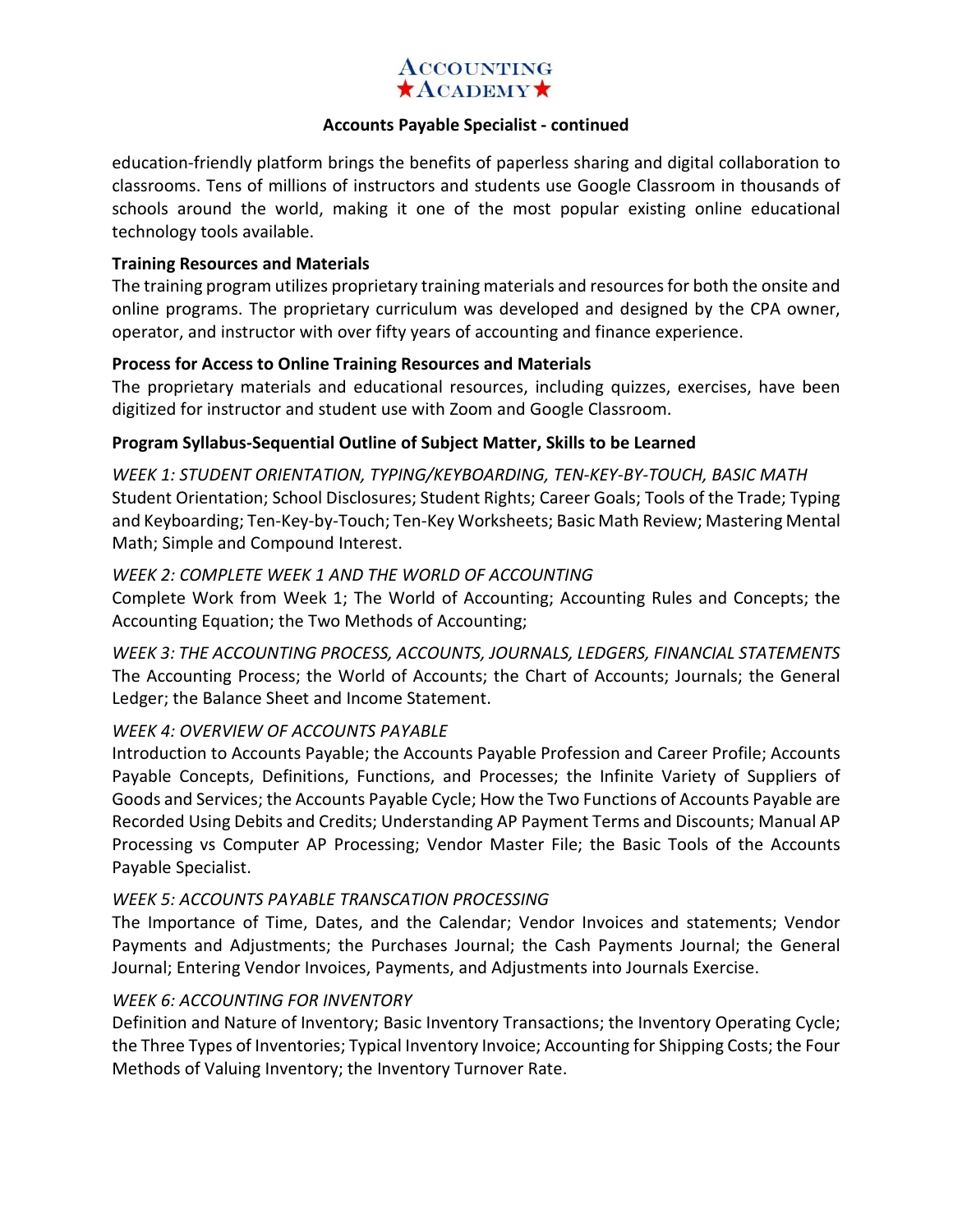**Accounts Payable Specialist - continued**

education-friendly platform brings the benefits of paperless sharing and digital collaboration to classrooms. Tens of millions of instructors and students use Google Classroom in thousands of schools around the world, making it one of the most popular existing online educational technology tools available.

**Training Resources and Materials**

The training program utilizes proprietary training materials and resources for both the onsite and online programs. The proprietary curriculum was developed and designed by the CPA owner, operator, and instructor with over fifty years of accounting and finance experience.

**Process for Access to Online Training Resources and Materials**

The proprietary materials and educational resources, including quizzes, exercises, have been digitized for instructor and student use with Zoom and Google Classroom.

**Program Syllabus-Sequential Outline of Subject Matter, Skills to be Learned**

*WEEK 1: STUDENT ORIENTATION, TYPING/KEYBOARDING, TEN-KEY-BY-TOUCH, BASIC MATH*
Student Orientation; School Disclosures; Student Rights; Career Goals; Tools of the Trade; Typing and Keyboarding; Ten-Key-by-Touch; Ten-Key Worksheets; Basic Math Review; Mastering Mental Math; Simple and Compound Interest.

*WEEK 2: COMPLETE WEEK 1 AND THE WORLD OF ACCOUNTING*
Complete Work from Week 1; The World of Accounting; Accounting Rules and Concepts; the Accounting Equation; the Two Methods of Accounting;

*WEEK 3: THE ACCOUNTING PROCESS, ACCOUNTS, JOURNALS, LEDGERS, FINANCIAL STATEMENTS*
The Accounting Process; the World of Accounts; the Chart of Accounts; Journals; the General Ledger; the Balance Sheet and Income Statement.

*WEEK 4: OVERVIEW OF ACCOUNTS PAYABLE*
Introduction to Accounts Payable; the Accounts Payable Profession and Career Profile; Accounts Payable Concepts, Definitions, Functions, and Processes; the Infinite Variety of Suppliers of Goods and Services; the Accounts Payable Cycle; How the Two Functions of Accounts Payable are Recorded Using Debits and Credits; Understanding AP Payment Terms and Discounts; Manual AP Processing vs Computer AP Processing; Vendor Master File; the Basic Tools of the Accounts Payable Specialist.

*WEEK 5: ACCOUNTS PAYABLE TRANSCATION PROCESSING*
The Importance of Time, Dates, and the Calendar; Vendor Invoices and statements; Vendor Payments and Adjustments; the Purchases Journal; the Cash Payments Journal; the General Journal; Entering Vendor Invoices, Payments, and Adjustments into Journals Exercise.

*WEEK 6: ACCOUNTING FOR INVENTORY*
Definition and Nature of Inventory; Basic Inventory Transactions; the Inventory Operating Cycle; the Three Types of Inventories; Typical Inventory Invoice; Accounting for Shipping Costs; the Four Methods of Valuing Inventory; the Inventory Turnover Rate.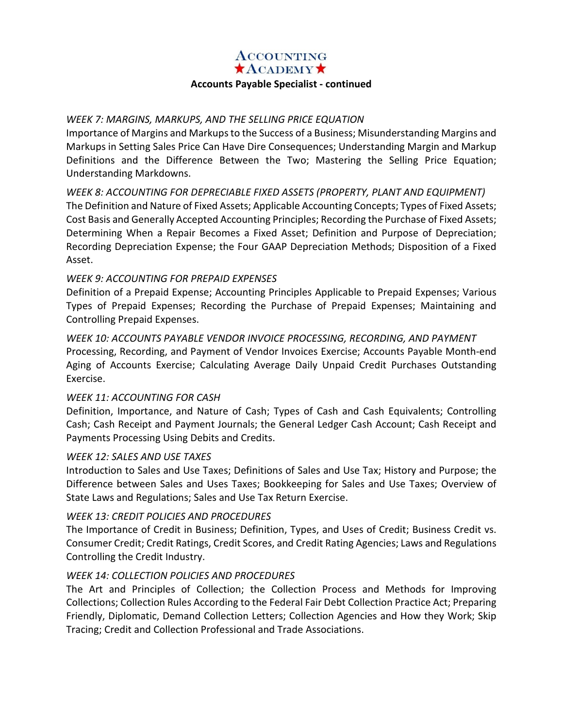**Accounts Payable Specialist - continued**

*WEEK 7: MARGINS, MARKUPS, AND THE SELLING PRICE EQUATION*

Importance of Margins and Markups to the Success of a Business; Misunderstanding Margins and Markups in Setting Sales Price Can Have Dire Consequences; Understanding Margin and Markup Definitions and the Difference Between the Two; Mastering the Selling Price Equation; Understanding Markdowns.

*WEEK 8: ACCOUNTING FOR DEPRECIABLE FIXED ASSETS (PROPERTY, PLANT AND EQUIPMENT)*

The Definition and Nature of Fixed Assets; Applicable Accounting Concepts; Types of Fixed Assets; Cost Basis and Generally Accepted Accounting Principles; Recording the Purchase of Fixed Assets; Determining When a Repair Becomes a Fixed Asset; Definition and Purpose of Depreciation; Recording Depreciation Expense; the Four GAAP Depreciation Methods; Disposition of a Fixed Asset.

*WEEK 9: ACCOUNTING FOR PREPAID EXPENSES*

Definition of a Prepaid Expense; Accounting Principles Applicable to Prepaid Expenses; Various Types of Prepaid Expenses; Recording the Purchase of Prepaid Expenses; Maintaining and Controlling Prepaid Expenses.

*WEEK 10: ACCOUNTS PAYABLE VENDOR INVOICE PROCESSING, RECORDING, AND PAYMENT*

Processing, Recording, and Payment of Vendor Invoices Exercise; Accounts Payable Month-end Aging of Accounts Exercise; Calculating Average Daily Unpaid Credit Purchases Outstanding Exercise.

*WEEK 11: ACCOUNTING FOR CASH*

Definition, Importance, and Nature of Cash; Types of Cash and Cash Equivalents; Controlling Cash; Cash Receipt and Payment Journals; the General Ledger Cash Account; Cash Receipt and Payments Processing Using Debits and Credits.

*WEEK 12: SALES AND USE TAXES*

Introduction to Sales and Use Taxes; Definitions of Sales and Use Tax; History and Purpose; the Difference between Sales and Uses Taxes; Bookkeeping for Sales and Use Taxes; Overview of State Laws and Regulations; Sales and Use Tax Return Exercise.

*WEEK 13: CREDIT POLICIES AND PROCEDURES*

The Importance of Credit in Business; Definition, Types, and Uses of Credit; Business Credit vs. Consumer Credit; Credit Ratings, Credit Scores, and Credit Rating Agencies; Laws and Regulations Controlling the Credit Industry.

*WEEK 14: COLLECTION POLICIES AND PROCEDURES*

The Art and Principles of Collection; the Collection Process and Methods for Improving Collections; Collection Rules According to the Federal Fair Debt Collection Practice Act; Preparing Friendly, Diplomatic, Demand Collection Letters; Collection Agencies and How they Work; Skip Tracing; Credit and Collection Professional and Trade Associations.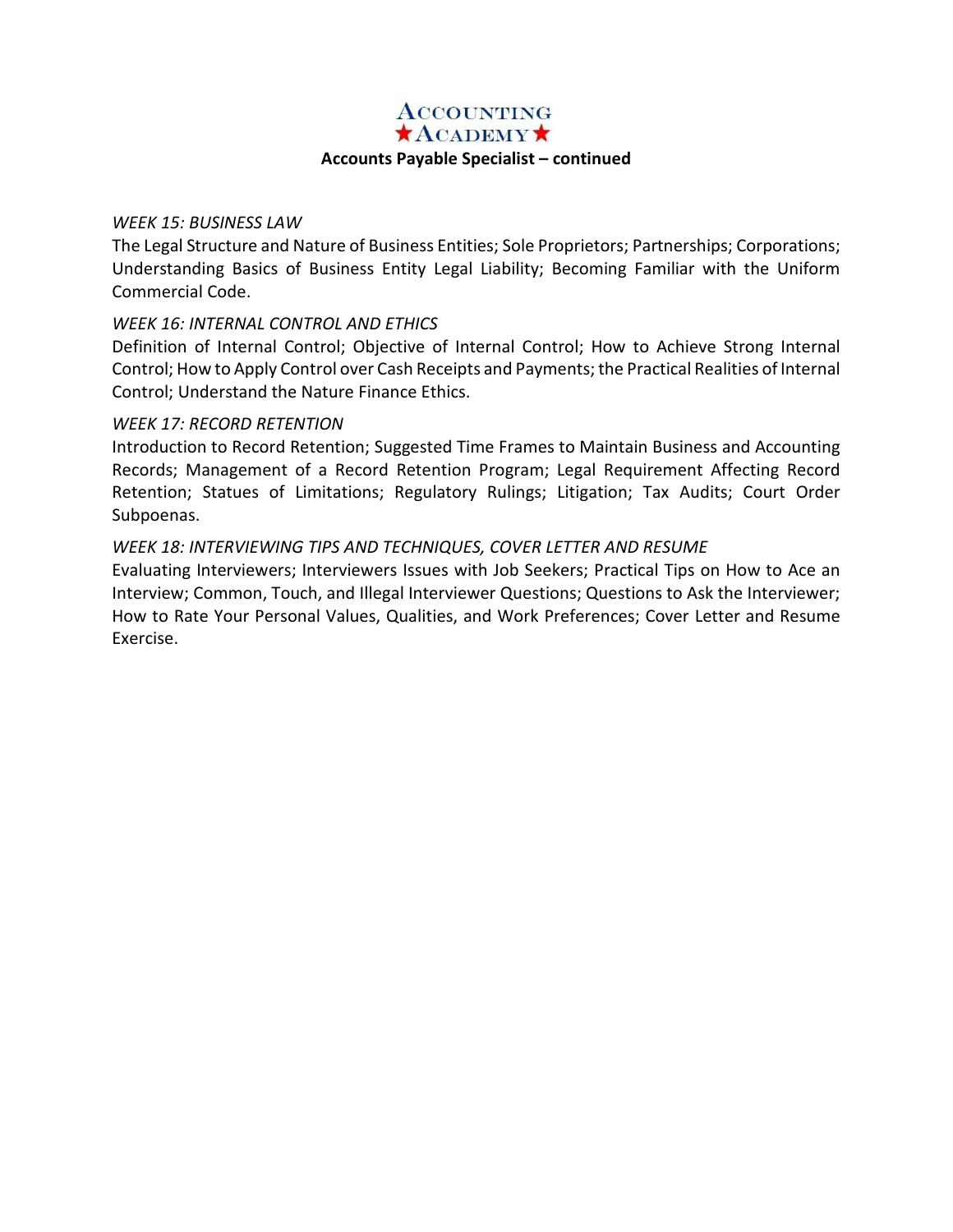# Accounting ★Academy★

**Accounts Payable Specialist – continued**

*WEEK 15: BUSINESS LAW*

The Legal Structure and Nature of Business Entities; Sole Proprietors; Partnerships; Corporations; Understanding Basics of Business Entity Legal Liability; Becoming Familiar with the Uniform Commercial Code.

*WEEK 16: INTERNAL CONTROL AND ETHICS*

Definition of Internal Control; Objective of Internal Control; How to Achieve Strong Internal Control; How to Apply Control over Cash Receipts and Payments; the Practical Realities of Internal Control; Understand the Nature Finance Ethics.

*WEEK 17: RECORD RETENTION*

Introduction to Record Retention; Suggested Time Frames to Maintain Business and Accounting Records; Management of a Record Retention Program; Legal Requirement Affecting Record Retention; Statues of Limitations; Regulatory Rulings; Litigation; Tax Audits; Court Order Subpoenas.

*WEEK 18: INTERVIEWING TIPS AND TECHNIQUES, COVER LETTER AND RESUME*

Evaluating Interviewers; Interviewers Issues with Job Seekers; Practical Tips on How to Ace an Interview; Common, Touch, and Illegal Interviewer Questions; Questions to Ask the Interviewer; How to Rate Your Personal Values, Qualities, and Work Preferences; Cover Letter and Resume Exercise.